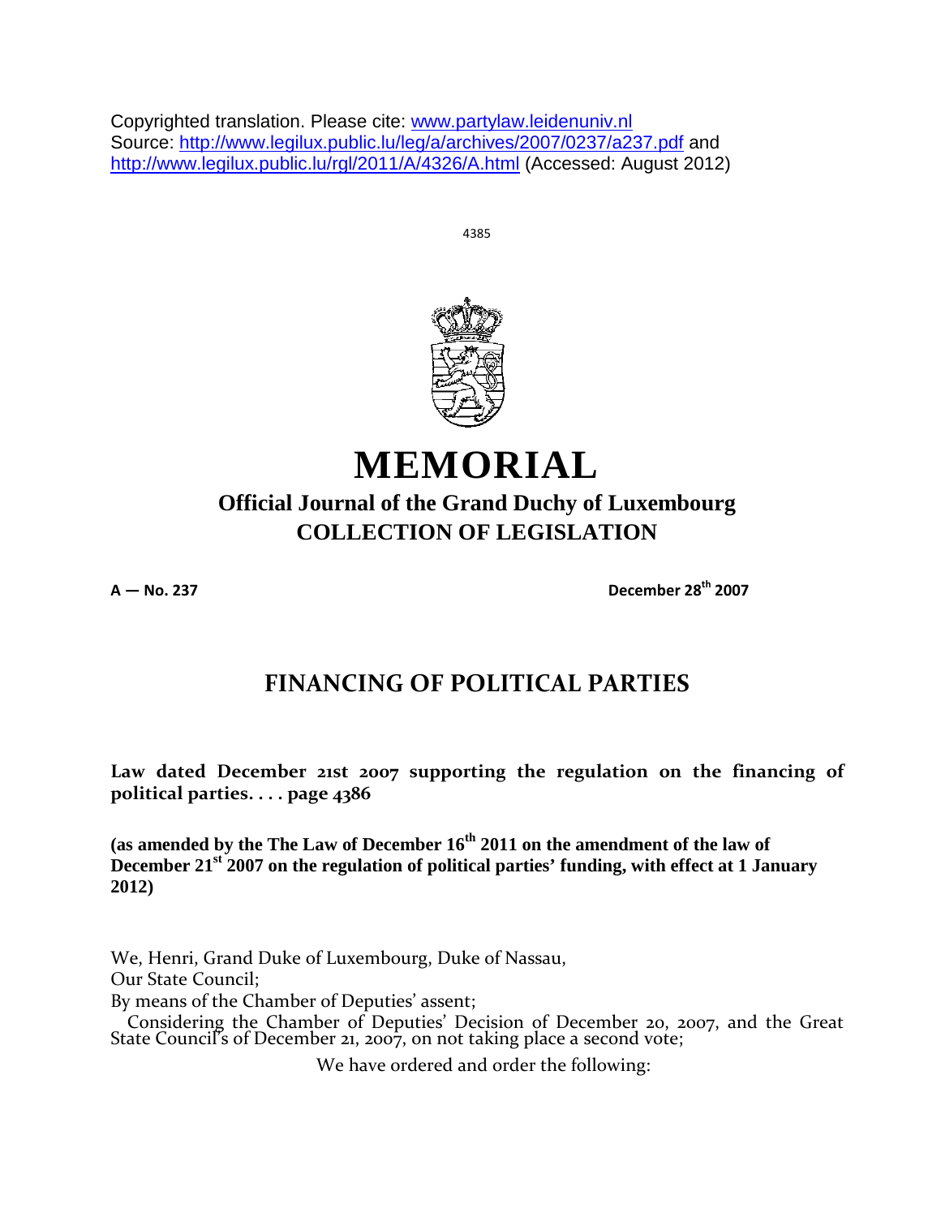Copyrighted translation. Please cite: www.partylaw.leidenuniv.nl
Source: http://www.legilux.public.lu/leg/a/archives/2007/0237/a237.pdf and http://www.legilux.public.lu/rgl/2011/A/4326/A.html (Accessed: August 2012)

# MEMORIAL

## Official Journal of the Grand Duchy of Luxembourg
## COLLECTION OF LEGISLATION

**A — No. 237** **December 28th 2007**

## FINANCING OF POLITICAL PARTIES

**Law dated December 21st 2007 supporting the regulation on the financing of political parties. . . . page 4386**

**(as amended by the The Law of December 16th 2011 on the amendment of the law of December 21st 2007 on the regulation of political parties' funding, with effect at 1 January 2012)**

We, Henri, Grand Duke of Luxembourg, Duke of Nassau,
Our State Council;
By means of the Chamber of Deputies' assent;
Considering the Chamber of Deputies' Decision of December 20, 2007, and the Great State Council's of December 21, 2007, on not taking place a second vote;

We have ordered and order the following: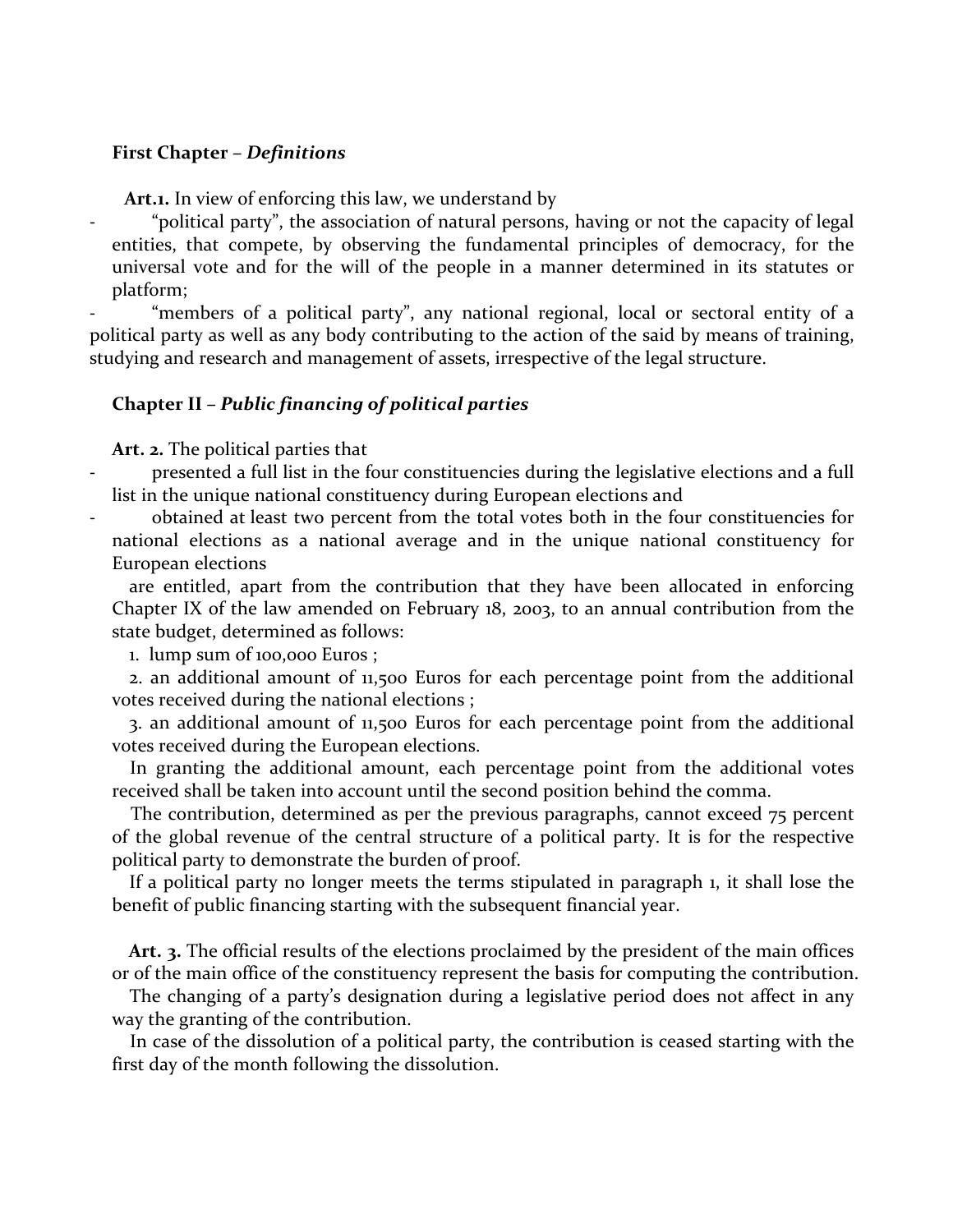## First Chapter – *Definitions*

**Art.1.** In view of enforcing this law, we understand by

- "political party", the association of natural persons, having or not the capacity of legal entities, that compete, by observing the fundamental principles of democracy, for the universal vote and for the will of the people in a manner determined in its statutes or platform;
- "members of a political party", any national regional, local or sectoral entity of a political party as well as any body contributing to the action of the said by means of training, studying and research and management of assets, irrespective of the legal structure.

## Chapter II – *Public financing of political parties*

**Art. 2.** The political parties that

- presented a full list in the four constituencies during the legislative elections and a full list in the unique national constituency during European elections and
- obtained at least two percent from the total votes both in the four constituencies for national elections as a national average and in the unique national constituency for European elections

are entitled, apart from the contribution that they have been allocated in enforcing Chapter IX of the law amended on February 18, 2003, to an annual contribution from the state budget, determined as follows:

1. lump sum of 100,000 Euros ;
2. an additional amount of 11,500 Euros for each percentage point from the additional votes received during the national elections ;
3. an additional amount of 11,500 Euros for each percentage point from the additional votes received during the European elections.

In granting the additional amount, each percentage point from the additional votes received shall be taken into account until the second position behind the comma.

The contribution, determined as per the previous paragraphs, cannot exceed 75 percent of the global revenue of the central structure of a political party. It is for the respective political party to demonstrate the burden of proof.

If a political party no longer meets the terms stipulated in paragraph 1, it shall lose the benefit of public financing starting with the subsequent financial year.

**Art. 3.** The official results of the elections proclaimed by the president of the main offices or of the main office of the constituency represent the basis for computing the contribution.

The changing of a party's designation during a legislative period does not affect in any way the granting of the contribution.

In case of the dissolution of a political party, the contribution is ceased starting with the first day of the month following the dissolution.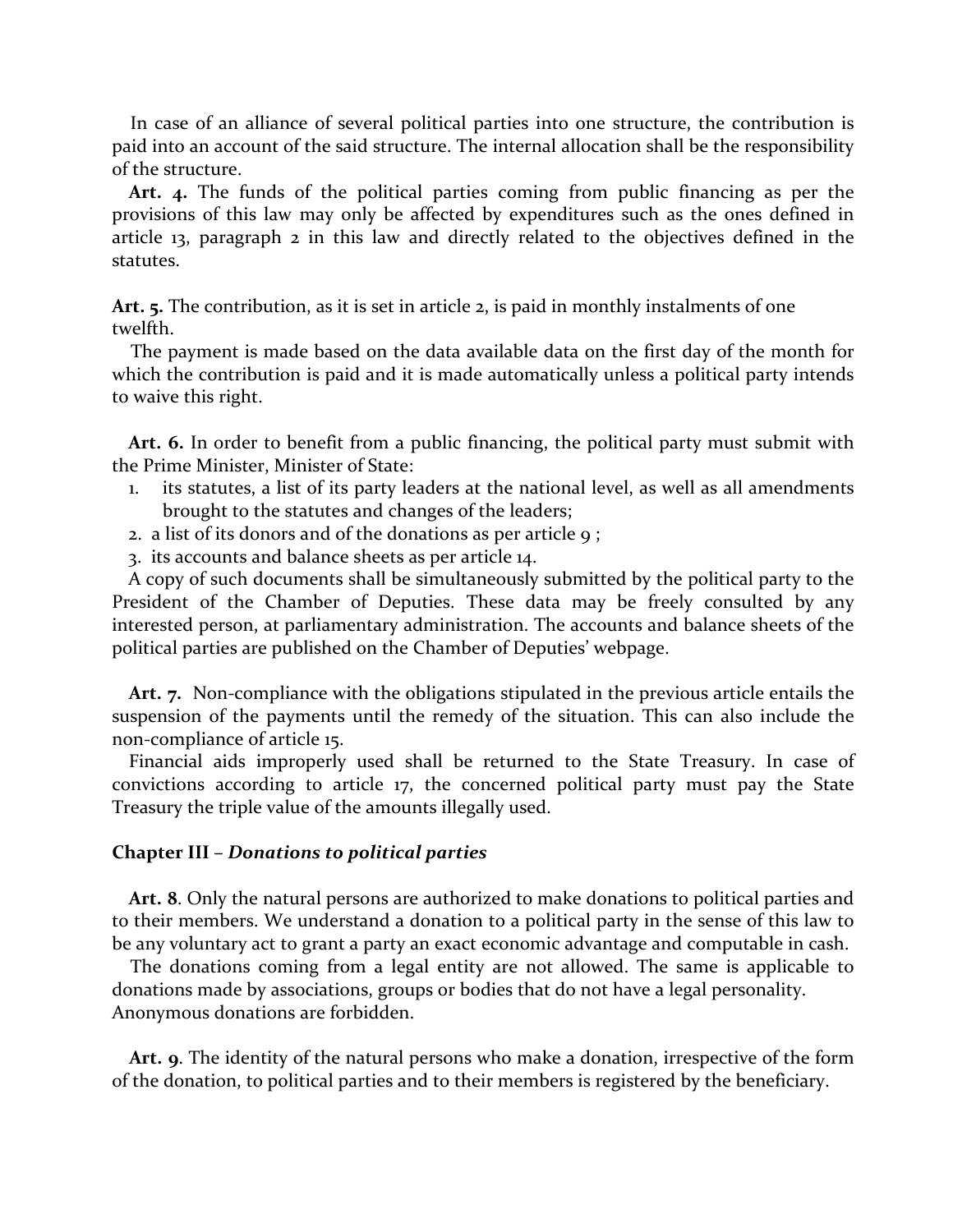In case of an alliance of several political parties into one structure, the contribution is paid into an account of the said structure. The internal allocation shall be the responsibility of the structure.

**Art. 4.** The funds of the political parties coming from public financing as per the provisions of this law may only be affected by expenditures such as the ones defined in article 13, paragraph 2 in this law and directly related to the objectives defined in the statutes.

**Art. 5.** The contribution, as it is set in article 2, is paid in monthly instalments of one twelfth.

The payment is made based on the data available data on the first day of the month for which the contribution is paid and it is made automatically unless a political party intends to waive this right.

**Art. 6.** In order to benefit from a public financing, the political party must submit with the Prime Minister, Minister of State:

1. its statutes, a list of its party leaders at the national level, as well as all amendments brought to the statutes and changes of the leaders;
2. a list of its donors and of the donations as per article 9 ;
3. its accounts and balance sheets as per article 14.

A copy of such documents shall be simultaneously submitted by the political party to the President of the Chamber of Deputies. These data may be freely consulted by any interested person, at parliamentary administration. The accounts and balance sheets of the political parties are published on the Chamber of Deputies' webpage.

**Art. 7.** Non-compliance with the obligations stipulated in the previous article entails the suspension of the payments until the remedy of the situation. This can also include the non-compliance of article 15.

Financial aids improperly used shall be returned to the State Treasury. In case of convictions according to article 17, the concerned political party must pay the State Treasury the triple value of the amounts illegally used.

### Chapter III – *Donations to political parties*

**Art. 8**. Only the natural persons are authorized to make donations to political parties and to their members. We understand a donation to a political party in the sense of this law to be any voluntary act to grant a party an exact economic advantage and computable in cash.

The donations coming from a legal entity are not allowed. The same is applicable to donations made by associations, groups or bodies that do not have a legal personality. Anonymous donations are forbidden.

**Art. 9**. The identity of the natural persons who make a donation, irrespective of the form of the donation, to political parties and to their members is registered by the beneficiary.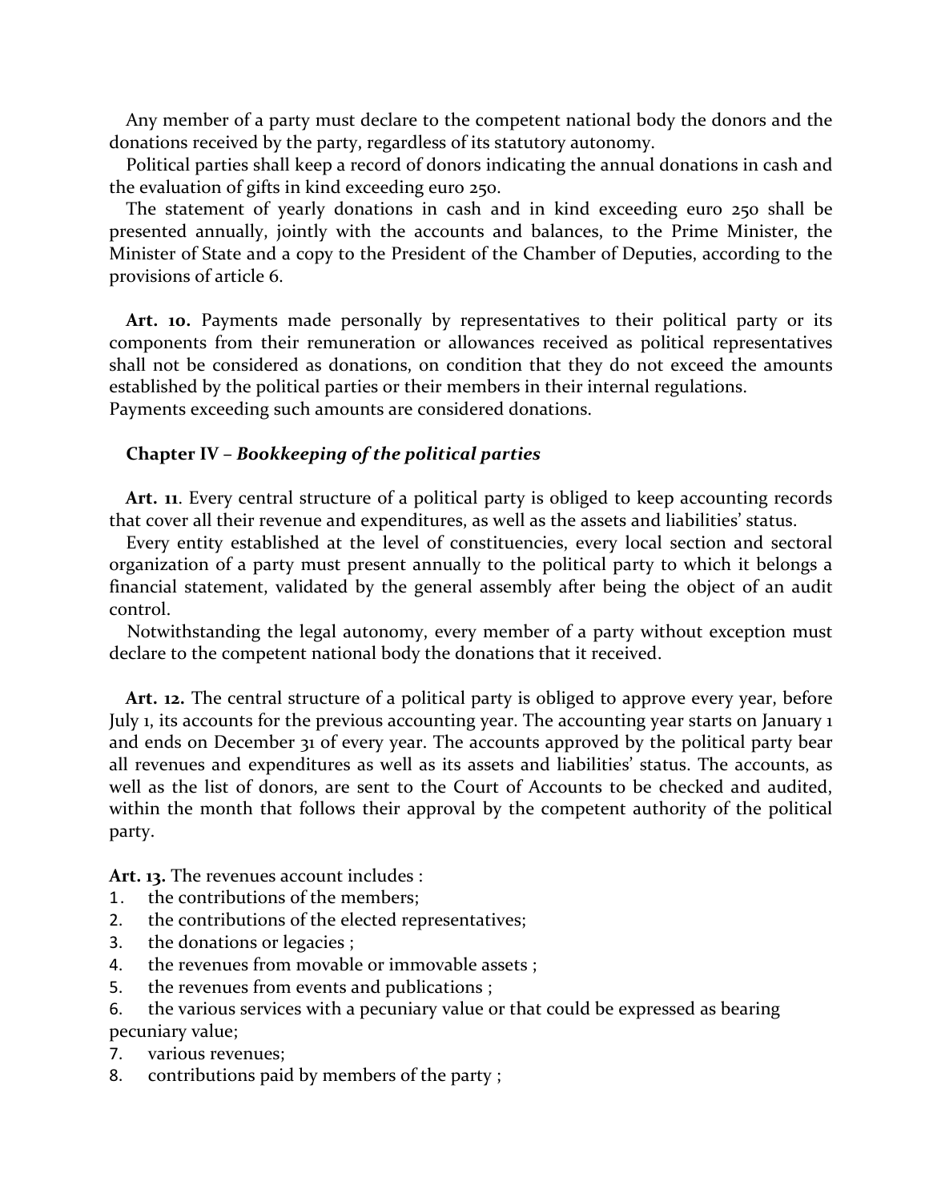Any member of a party must declare to the competent national body the donors and the donations received by the party, regardless of its statutory autonomy.

Political parties shall keep a record of donors indicating the annual donations in cash and the evaluation of gifts in kind exceeding euro 250.

The statement of yearly donations in cash and in kind exceeding euro 250 shall be presented annually, jointly with the accounts and balances, to the Prime Minister, the Minister of State and a copy to the President of the Chamber of Deputies, according to the provisions of article 6.

**Art. 10.** Payments made personally by representatives to their political party or its components from their remuneration or allowances received as political representatives shall not be considered as donations, on condition that they do not exceed the amounts established by the political parties or their members in their internal regulations. Payments exceeding such amounts are considered donations.

## Chapter IV – *Bookkeeping of the political parties*

**Art. 11**. Every central structure of a political party is obliged to keep accounting records that cover all their revenue and expenditures, as well as the assets and liabilities' status.

Every entity established at the level of constituencies, every local section and sectoral organization of a party must present annually to the political party to which it belongs a financial statement, validated by the general assembly after being the object of an audit control.

Notwithstanding the legal autonomy, every member of a party without exception must declare to the competent national body the donations that it received.

**Art. 12.** The central structure of a political party is obliged to approve every year, before July 1, its accounts for the previous accounting year. The accounting year starts on January 1 and ends on December 31 of every year. The accounts approved by the political party bear all revenues and expenditures as well as its assets and liabilities' status. The accounts, as well as the list of donors, are sent to the Court of Accounts to be checked and audited, within the month that follows their approval by the competent authority of the political party.

**Art. 13.** The revenues account includes :

1. the contributions of the members;
2. the contributions of the elected representatives;
3. the donations or legacies ;
4. the revenues from movable or immovable assets ;
5. the revenues from events and publications ;
6. the various services with a pecuniary value or that could be expressed as bearing pecuniary value;
7. various revenues;
8. contributions paid by members of the party ;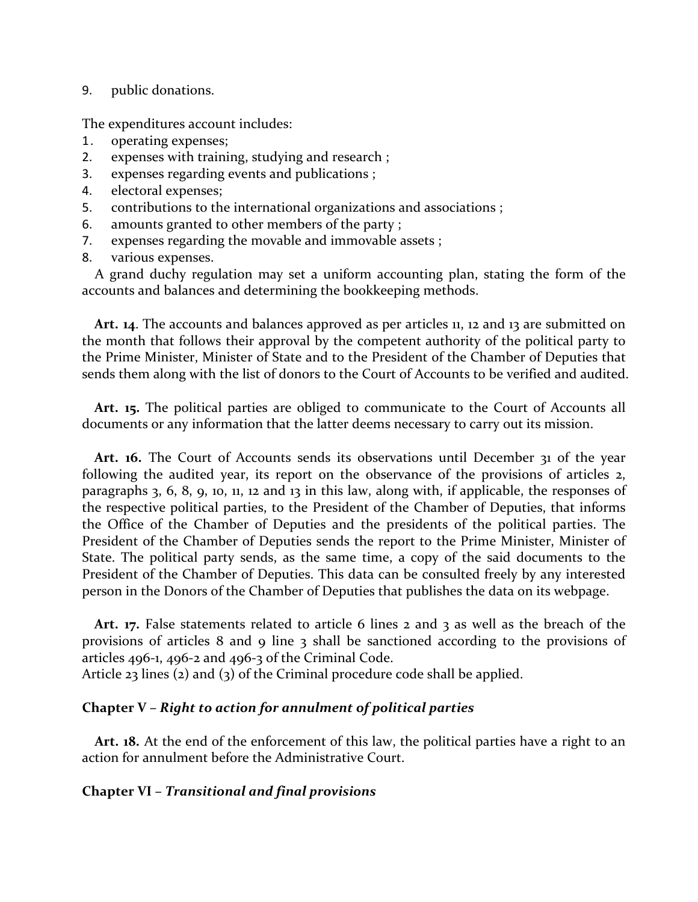9. public donations.

The expenditures account includes:

1. operating expenses;
2. expenses with training, studying and research ;
3. expenses regarding events and publications ;
4. electoral expenses;
5. contributions to the international organizations and associations ;
6. amounts granted to other members of the party ;
7. expenses regarding the movable and immovable assets ;
8. various expenses.

A grand duchy regulation may set a uniform accounting plan, stating the form of the accounts and balances and determining the bookkeeping methods.

**Art. 14**. The accounts and balances approved as per articles 11, 12 and 13 are submitted on the month that follows their approval by the competent authority of the political party to the Prime Minister, Minister of State and to the President of the Chamber of Deputies that sends them along with the list of donors to the Court of Accounts to be verified and audited.

**Art. 15.** The political parties are obliged to communicate to the Court of Accounts all documents or any information that the latter deems necessary to carry out its mission.

**Art. 16.** The Court of Accounts sends its observations until December 31 of the year following the audited year, its report on the observance of the provisions of articles 2, paragraphs 3, 6, 8, 9, 10, 11, 12 and 13 in this law, along with, if applicable, the responses of the respective political parties, to the President of the Chamber of Deputies, that informs the Office of the Chamber of Deputies and the presidents of the political parties. The President of the Chamber of Deputies sends the report to the Prime Minister, Minister of State. The political party sends, as the same time, a copy of the said documents to the President of the Chamber of Deputies. This data can be consulted freely by any interested person in the Donors of the Chamber of Deputies that publishes the data on its webpage.

**Art. 17.** False statements related to article 6 lines 2 and 3 as well as the breach of the provisions of articles 8 and 9 line 3 shall be sanctioned according to the provisions of articles 496-1, 496-2 and 496-3 of the Criminal Code.
Article 23 lines (2) and (3) of the Criminal procedure code shall be applied.

### Chapter V – *Right to action for annulment of political parties*

**Art. 18.** At the end of the enforcement of this law, the political parties have a right to an action for annulment before the Administrative Court.

### Chapter VI – *Transitional and final provisions*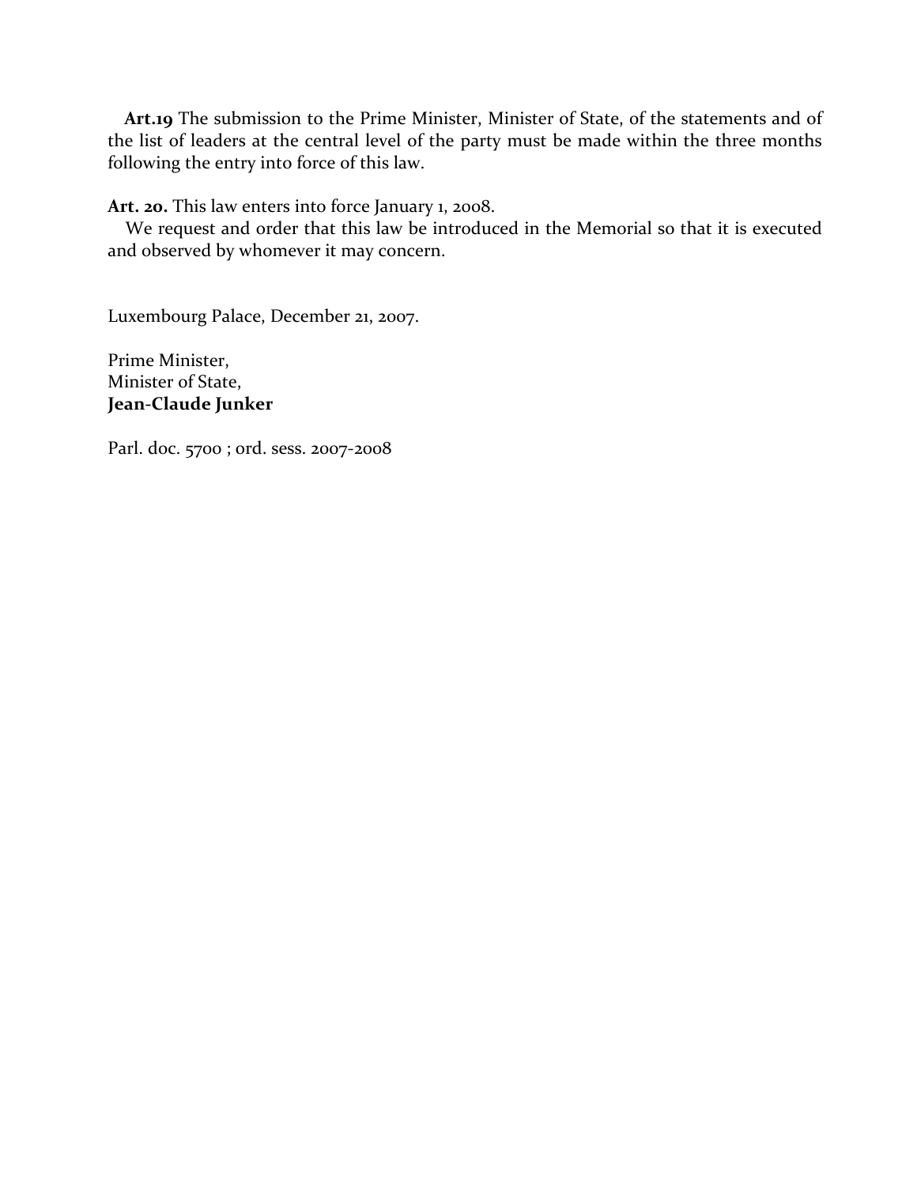**Art.19** The submission to the Prime Minister, Minister of State, of the statements and of the list of leaders at the central level of the party must be made within the three months following the entry into force of this law.

**Art. 20.** This law enters into force January 1, 2008.

We request and order that this law be introduced in the Memorial so that it is executed and observed by whomever it may concern.

Luxembourg Palace, December 21, 2007.

Prime Minister,
Minister of State,
**Jean-Claude Junker**

Parl. doc. 5700 ; ord. sess. 2007-2008